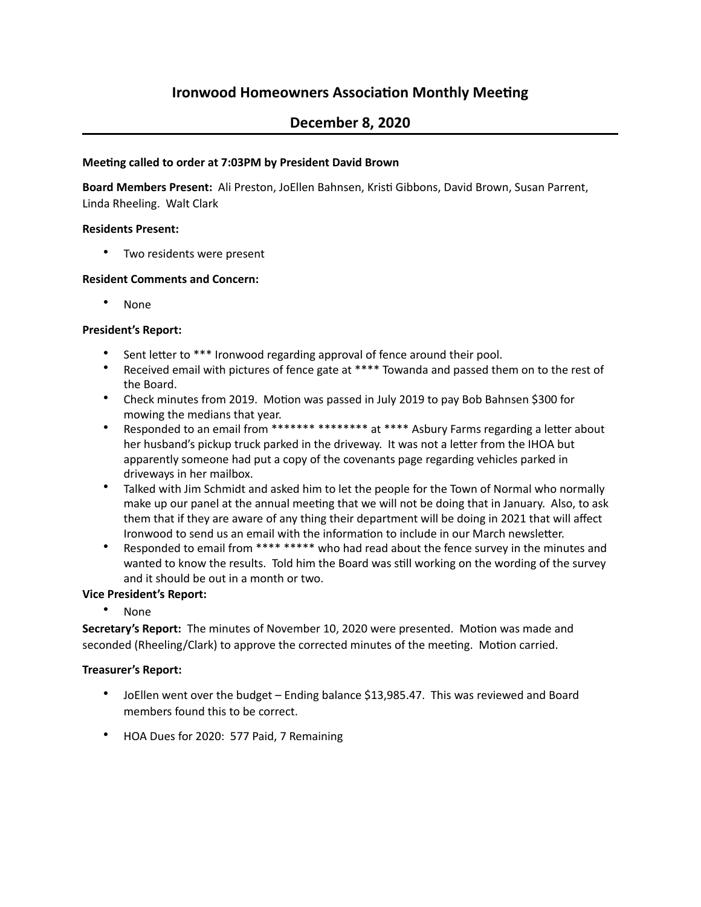# Ironwood Homeowners Association Monthly Meeting

## December 8, 2020

**Meeting called to order at 7:03PM by President David Brown**

**Board Members Present:** Ali Preston, JoEllen Bahnsen, Kristi Gibbons, David Brown, Susan Parrent, Linda Rheeling. Walt Clark

**Residents Present:**

- Two residents were present

**Resident Comments and Concern:**

- None

**President's Report:**

- Sent letter to *** Ironwood regarding approval of fence around their pool.
- Received email with pictures of fence gate at **** Towanda and passed them on to the rest of the Board.
- Check minutes from 2019. Motion was passed in July 2019 to pay Bob Bahnsen $300 for mowing the medians that year.
- Responded to an email from ******* ******** at **** Asbury Farms regarding a letter about her husband's pickup truck parked in the driveway. It was not a letter from the IHOA but apparently someone had put a copy of the covenants page regarding vehicles parked in driveways in her mailbox.
- Talked with Jim Schmidt and asked him to let the people for the Town of Normal who normally make up our panel at the annual meeting that we will not be doing that in January. Also, to ask them that if they are aware of any thing their department will be doing in 2021 that will affect Ironwood to send us an email with the information to include in our March newsletter.
- Responded to email from **** ***** who had read about the fence survey in the minutes and wanted to know the results. Told him the Board was still working on the wording of the survey and it should be out in a month or two.

**Vice President's Report:**

- None

**Secretary's Report:** The minutes of November 10, 2020 were presented. Motion was made and seconded (Rheeling/Clark) to approve the corrected minutes of the meeting. Motion carried.

**Treasurer's Report:**

- JoEllen went over the budget – Ending balance $13,985.47. This was reviewed and Board members found this to be correct.
- HOA Dues for 2020: 577 Paid, 7 Remaining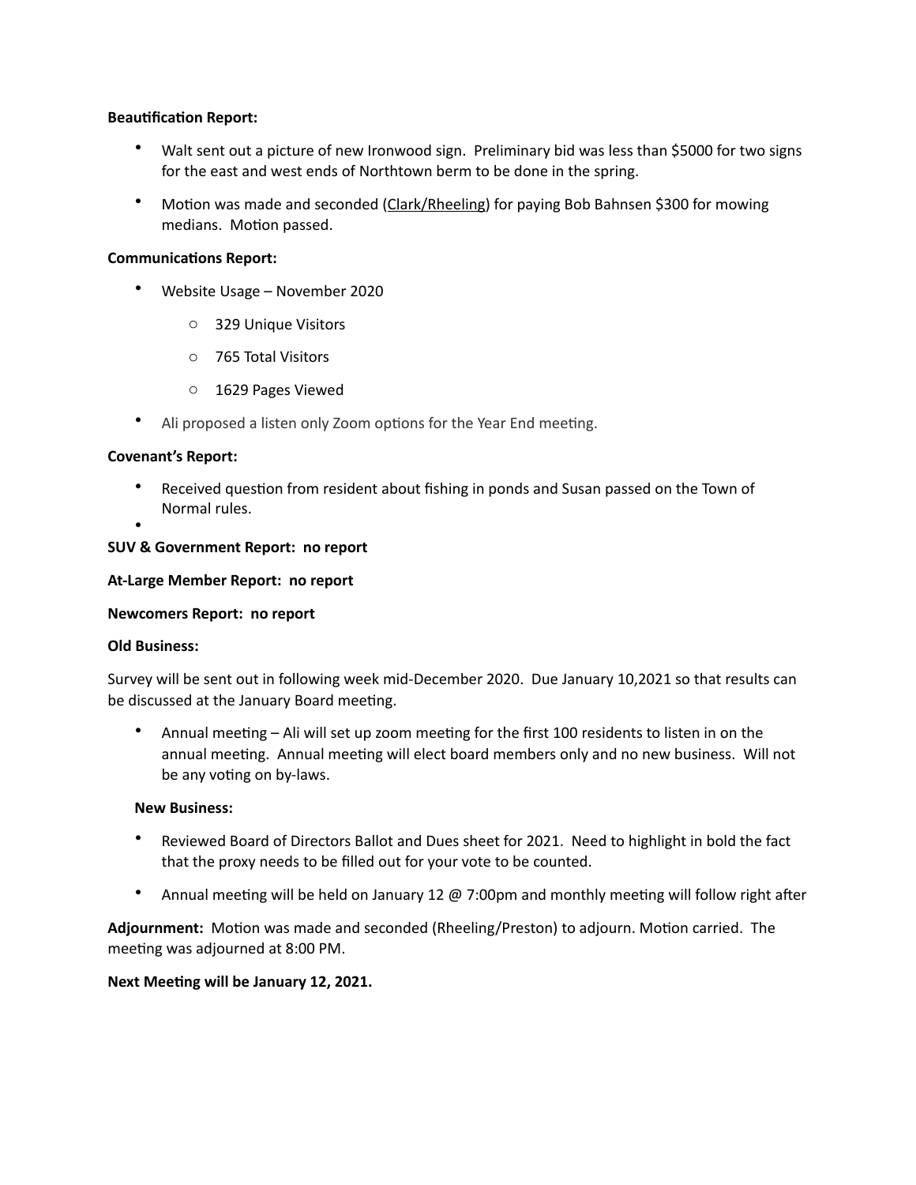**Beautification Report:**

- Walt sent out a picture of new Ironwood sign. Preliminary bid was less than $5000 for two signs for the east and west ends of Northtown berm to be done in the spring.
- Motion was made and seconded (Clark/Rheeling) for paying Bob Bahnsen $300 for mowing medians. Motion passed.

**Communications Report:**

- Website Usage – November 2020
    - 329 Unique Visitors
    - 765 Total Visitors
    - 1629 Pages Viewed
- Ali proposed a listen only Zoom options for the Year End meeting.

**Covenant's Report:**

- Received question from resident about fishing in ponds and Susan passed on the Town of Normal rules.
-

**SUV & Government Report: no report**

**At-Large Member Report: no report**

**Newcomers Report: no report**

**Old Business:**

Survey will be sent out in following week mid-December 2020. Due January 10,2021 so that results can be discussed at the January Board meeting.

- Annual meeting – Ali will set up zoom meeting for the first 100 residents to listen in on the annual meeting. Annual meeting will elect board members only and no new business. Will not be any voting on by-laws.

**New Business:**

- Reviewed Board of Directors Ballot and Dues sheet for 2021. Need to highlight in bold the fact that the proxy needs to be filled out for your vote to be counted.
- Annual meeting will be held on January 12 @ 7:00pm and monthly meeting will follow right after

**Adjournment:** Motion was made and seconded (Rheeling/Preston) to adjourn. Motion carried. The meeting was adjourned at 8:00 PM.

**Next Meeting will be January 12, 2021.**